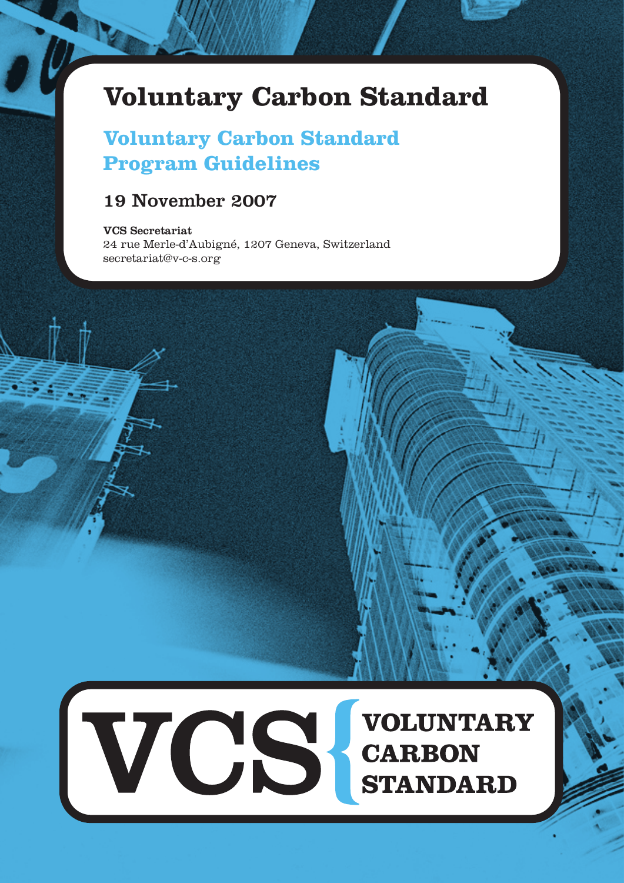# Voluntary Carbon Standard

## Voluntary Carbon Standard Program Guidelines

### 19 November 2007

**VCS Secretariat**
24 rue Merle-d'Aubigné, 1207 Geneva, Switzerland
secretariat@v-c-s.org

**VCS** VOLUNTARY CARBON STANDARD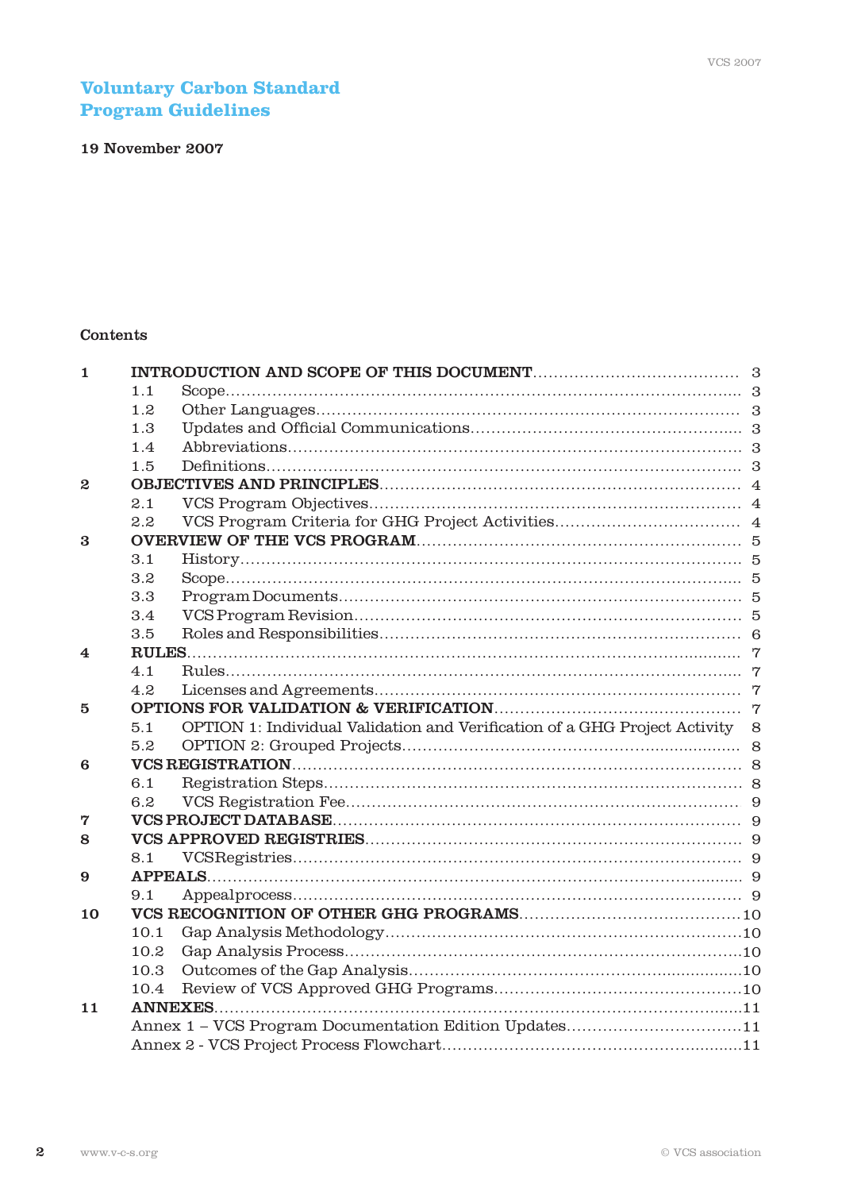# Voluntary Carbon Standard Program Guidelines

**19 November 2007**

## Contents

| | | |
|---|---|---|
| **1** | **INTRODUCTION AND SCOPE OF THIS DOCUMENT** | 3 |
| | 1.1 Scope | 3 |
| | 1.2 Other Languages | 3 |
| | 1.3 Updates and Official Communications | 3 |
| | 1.4 Abbreviations | 3 |
| | 1.5 Definitions | 3 |
| **2** | **OBJECTIVES AND PRINCIPLES** | 4 |
| | 2.1 VCS Program Objectives | 4 |
| | 2.2 VCS Program Criteria for GHG Project Activities | 4 |
| **3** | **OVERVIEW OF THE VCS PROGRAM** | 5 |
| | 3.1 History | 5 |
| | 3.2 Scope | 5 |
| | 3.3 Program Documents | 5 |
| | 3.4 VCS Program Revision | 5 |
| | 3.5 Roles and Responsibilities | 6 |
| **4** | **RULES** | 7 |
| | 4.1 Rules | 7 |
| | 4.2 Licenses and Agreements | 7 |
| **5** | **OPTIONS FOR VALIDATION & VERIFICATION** | 7 |
| | 5.1 OPTION 1: Individual Validation and Verification of a GHG Project Activity | 8 |
| | 5.2 OPTION 2: Grouped Projects | 8 |
| **6** | **VCS REGISTRATION** | 8 |
| | 6.1 Registration Steps | 8 |
| | 6.2 VCS Registration Fee | 9 |
| **7** | **VCS PROJECT DATABASE** | 9 |
| **8** | **VCS APPROVED REGISTRIES** | 9 |
| | 8.1 VCSRegistries | 9 |
| **9** | **APPEALS** | 9 |
| | 9.1 Appealprocess | 9 |
| **10** | **VCS RECOGNITION OF OTHER GHG PROGRAMS** | 10 |
| | 10.1 Gap Analysis Methodology | 10 |
| | 10.2 Gap Analysis Process | 10 |
| | 10.3 Outcomes of the Gap Analysis | 10 |
| | 10.4 Review of VCS Approved GHG Programs | 10 |
| **11** | **ANNEXES** | 11 |
| | Annex 1 – VCS Program Documentation Edition Updates | 11 |
| | Annex 2 - VCS Project Process Flowchart | 11 |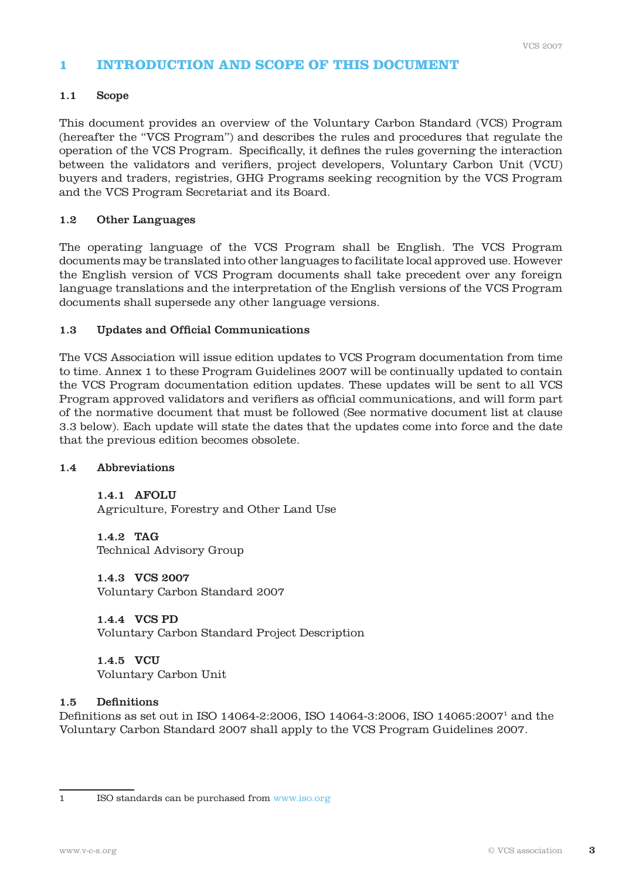# 1 INTRODUCTION AND SCOPE OF THIS DOCUMENT

## 1.1 Scope

This document provides an overview of the Voluntary Carbon Standard (VCS) Program (hereafter the "VCS Program") and describes the rules and procedures that regulate the operation of the VCS Program. Specifically, it defines the rules governing the interaction between the validators and verifiers, project developers, Voluntary Carbon Unit (VCU) buyers and traders, registries, GHG Programs seeking recognition by the VCS Program and the VCS Program Secretariat and its Board.

## 1.2 Other Languages

The operating language of the VCS Program shall be English. The VCS Program documents may be translated into other languages to facilitate local approved use. However the English version of VCS Program documents shall take precedent over any foreign language translations and the interpretation of the English versions of the VCS Program documents shall supersede any other language versions.

## 1.3 Updates and Official Communications

The VCS Association will issue edition updates to VCS Program documentation from time to time. Annex 1 to these Program Guidelines 2007 will be continually updated to contain the VCS Program documentation edition updates. These updates will be sent to all VCS Program approved validators and verifiers as official communications, and will form part of the normative document that must be followed (See normative document list at clause 3.3 below). Each update will state the dates that the updates come into force and the date that the previous edition becomes obsolete.

## 1.4 Abbreviations

### 1.4.1 AFOLU
Agriculture, Forestry and Other Land Use

### 1.4.2 TAG
Technical Advisory Group

### 1.4.3 VCS 2007
Voluntary Carbon Standard 2007

### 1.4.4 VCS PD
Voluntary Carbon Standard Project Description

### 1.4.5 VCU
Voluntary Carbon Unit

## 1.5 Definitions

Definitions as set out in ISO 14064-2:2006, ISO 14064-3:2006, ISO 14065:2007[1] and the Voluntary Carbon Standard 2007 shall apply to the VCS Program Guidelines 2007.

---

1 ISO standards can be purchased from www.iso.org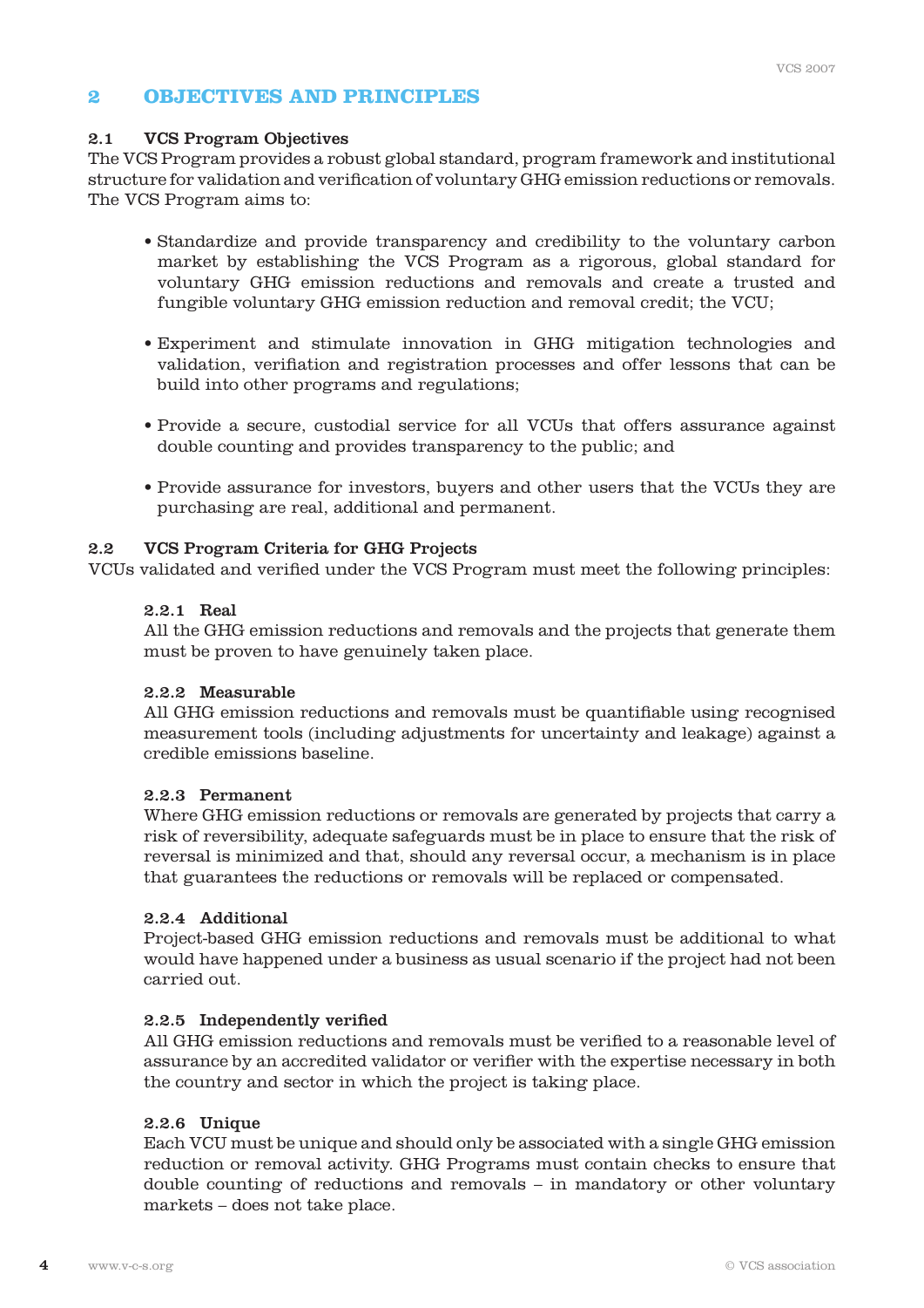# 2 OBJECTIVES AND PRINCIPLES

## 2.1 VCS Program Objectives

The VCS Program provides a robust global standard, program framework and institutional structure for validation and verification of voluntary GHG emission reductions or removals. The VCS Program aims to:

- Standardize and provide transparency and credibility to the voluntary carbon market by establishing the VCS Program as a rigorous, global standard for voluntary GHG emission reductions and removals and create a trusted and fungible voluntary GHG emission reduction and removal credit; the VCU;

- Experiment and stimulate innovation in GHG mitigation technologies and validation, verifiation and registration processes and offer lessons that can be build into other programs and regulations;

- Provide a secure, custodial service for all VCUs that offers assurance against double counting and provides transparency to the public; and

- Provide assurance for investors, buyers and other users that the VCUs they are purchasing are real, additional and permanent.

## 2.2 VCS Program Criteria for GHG Projects

VCUs validated and verified under the VCS Program must meet the following principles:

### 2.2.1 Real

All the GHG emission reductions and removals and the projects that generate them must be proven to have genuinely taken place.

### 2.2.2 Measurable

All GHG emission reductions and removals must be quantifiable using recognised measurement tools (including adjustments for uncertainty and leakage) against a credible emissions baseline.

### 2.2.3 Permanent

Where GHG emission reductions or removals are generated by projects that carry a risk of reversibility, adequate safeguards must be in place to ensure that the risk of reversal is minimized and that, should any reversal occur, a mechanism is in place that guarantees the reductions or removals will be replaced or compensated.

### 2.2.4 Additional

Project-based GHG emission reductions and removals must be additional to what would have happened under a business as usual scenario if the project had not been carried out.

### 2.2.5 Independently verified

All GHG emission reductions and removals must be verified to a reasonable level of assurance by an accredited validator or verifier with the expertise necessary in both the country and sector in which the project is taking place.

### 2.2.6 Unique

Each VCU must be unique and should only be associated with a single GHG emission reduction or removal activity. GHG Programs must contain checks to ensure that double counting of reductions and removals – in mandatory or other voluntary markets – does not take place.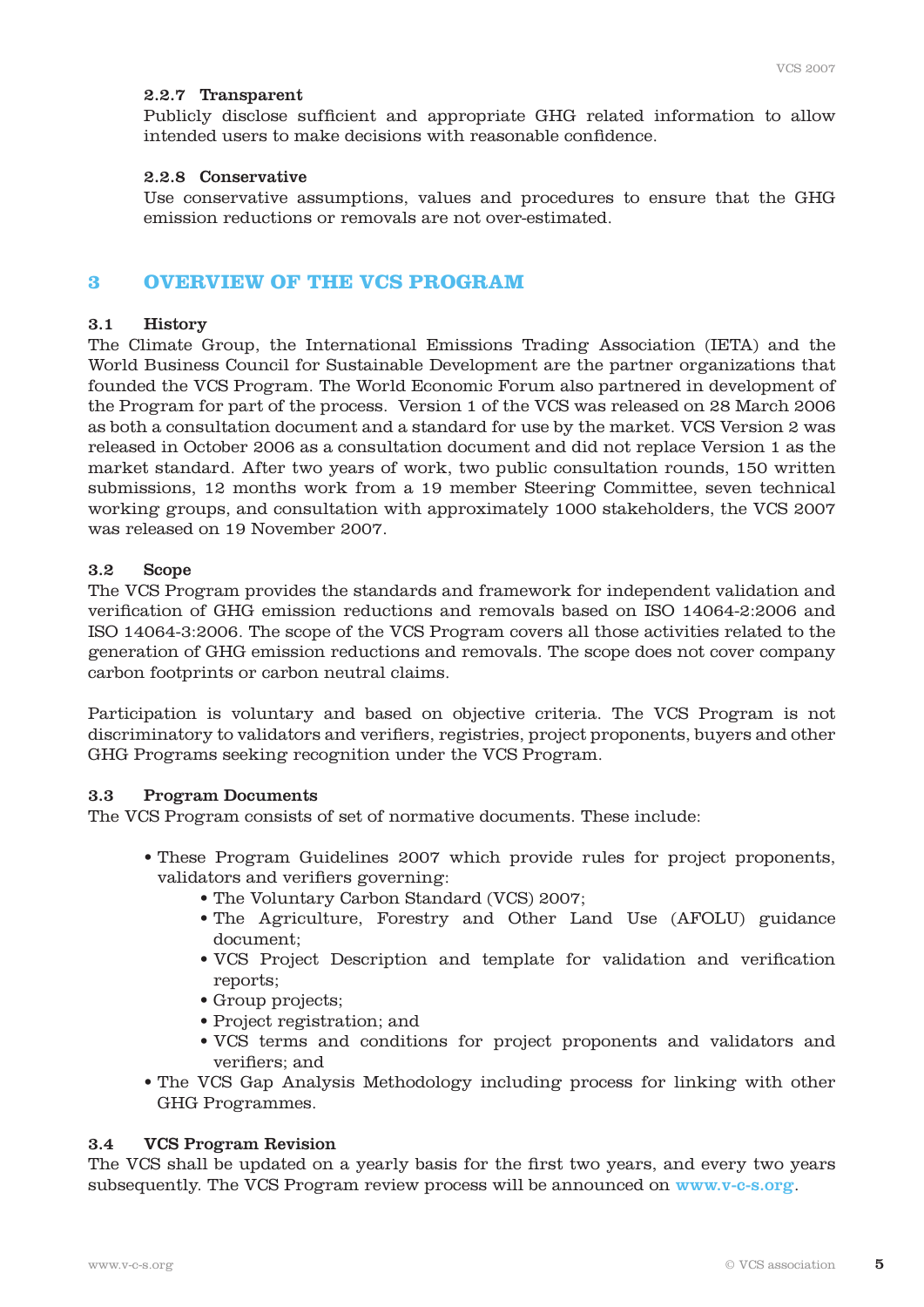#### 2.2.7 Transparent

Publicly disclose sufficient and appropriate GHG related information to allow intended users to make decisions with reasonable confidence.

#### 2.2.8 Conservative

Use conservative assumptions, values and procedures to ensure that the GHG emission reductions or removals are not over-estimated.

## 3 OVERVIEW OF THE VCS PROGRAM

### 3.1 History

The Climate Group, the International Emissions Trading Association (IETA) and the World Business Council for Sustainable Development are the partner organizations that founded the VCS Program. The World Economic Forum also partnered in development of the Program for part of the process. Version 1 of the VCS was released on 28 March 2006 as both a consultation document and a standard for use by the market. VCS Version 2 was released in October 2006 as a consultation document and did not replace Version 1 as the market standard. After two years of work, two public consultation rounds, 150 written submissions, 12 months work from a 19 member Steering Committee, seven technical working groups, and consultation with approximately 1000 stakeholders, the VCS 2007 was released on 19 November 2007.

### 3.2 Scope

The VCS Program provides the standards and framework for independent validation and verification of GHG emission reductions and removals based on ISO 14064-2:2006 and ISO 14064-3:2006. The scope of the VCS Program covers all those activities related to the generation of GHG emission reductions and removals. The scope does not cover company carbon footprints or carbon neutral claims.

Participation is voluntary and based on objective criteria. The VCS Program is not discriminatory to validators and verifiers, registries, project proponents, buyers and other GHG Programs seeking recognition under the VCS Program.

### 3.3 Program Documents

The VCS Program consists of set of normative documents. These include:

- These Program Guidelines 2007 which provide rules for project proponents, validators and verifiers governing:
  - The Voluntary Carbon Standard (VCS) 2007;
  - The Agriculture, Forestry and Other Land Use (AFOLU) guidance document;
  - VCS Project Description and template for validation and verification reports;
  - Group projects;
  - Project registration; and
  - VCS terms and conditions for project proponents and validators and verifiers; and
- The VCS Gap Analysis Methodology including process for linking with other GHG Programmes.

### 3.4 VCS Program Revision

The VCS shall be updated on a yearly basis for the first two years, and every two years subsequently. The VCS Program review process will be announced on www.v-c-s.org.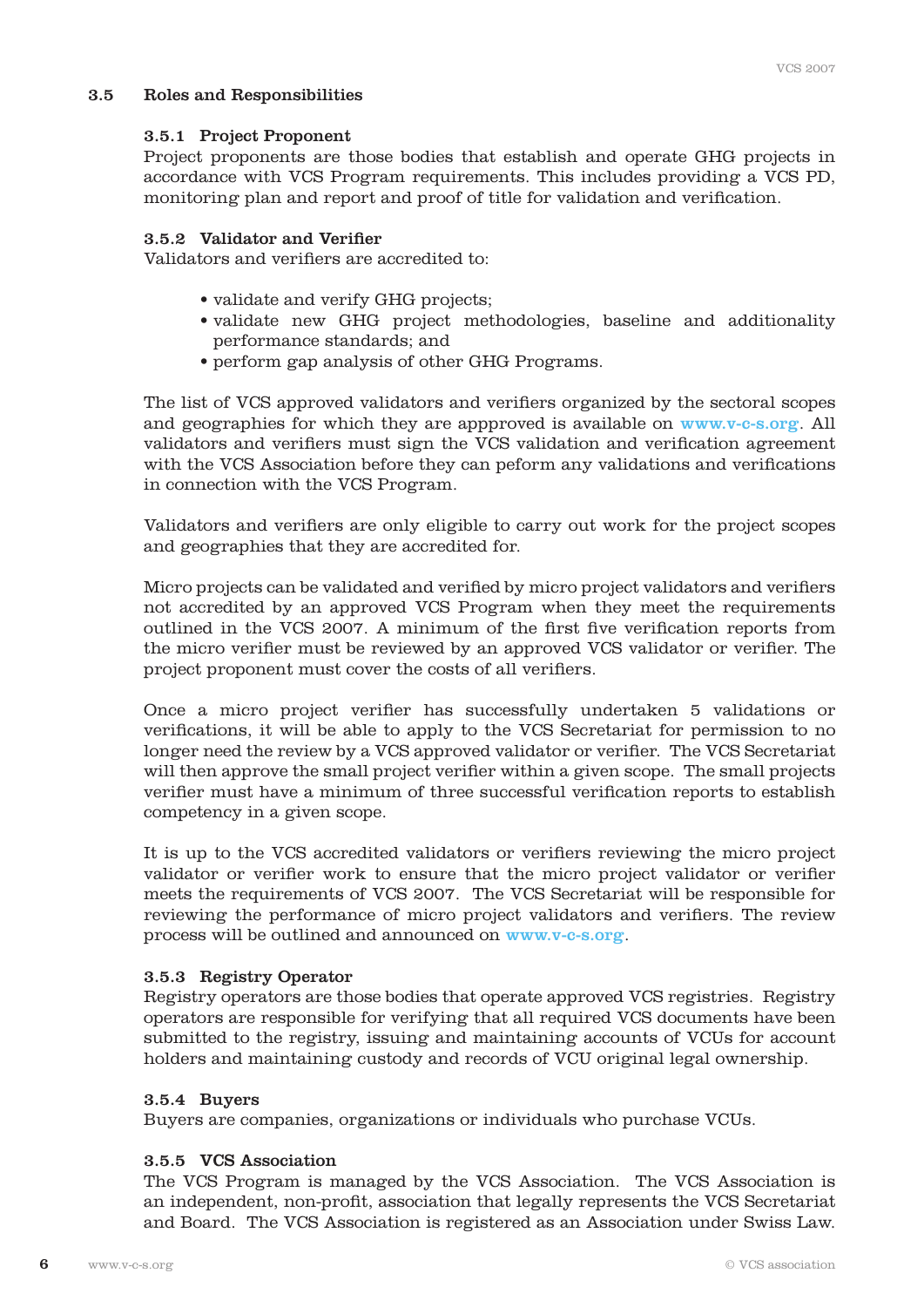### 3.5 Roles and Responsibilities

#### 3.5.1 Project Proponent

Project proponents are those bodies that establish and operate GHG projects in accordance with VCS Program requirements. This includes providing a VCS PD, monitoring plan and report and proof of title for validation and verification.

#### 3.5.2 Validator and Verifier

Validators and verifiers are accredited to:

- validate and verify GHG projects;
- validate new GHG project methodologies, baseline and additionality performance standards; and
- perform gap analysis of other GHG Programs.

The list of VCS approved validators and verifiers organized by the sectoral scopes and geographies for which they are appproved is available on www.v-c-s.org. All validators and verifiers must sign the VCS validation and verification agreement with the VCS Association before they can peform any validations and verifications in connection with the VCS Program.

Validators and verifiers are only eligible to carry out work for the project scopes and geographies that they are accredited for.

Micro projects can be validated and verified by micro project validators and verifiers not accredited by an approved VCS Program when they meet the requirements outlined in the VCS 2007. A minimum of the first five verification reports from the micro verifier must be reviewed by an approved VCS validator or verifier. The project proponent must cover the costs of all verifiers.

Once a micro project verifier has successfully undertaken 5 validations or verifications, it will be able to apply to the VCS Secretariat for permission to no longer need the review by a VCS approved validator or verifier. The VCS Secretariat will then approve the small project verifier within a given scope. The small projects verifier must have a minimum of three successful verification reports to establish competency in a given scope.

It is up to the VCS accredited validators or verifiers reviewing the micro project validator or verifier work to ensure that the micro project validator or verifier meets the requirements of VCS 2007. The VCS Secretariat will be responsible for reviewing the performance of micro project validators and verifiers. The review process will be outlined and announced on www.v-c-s.org.

#### 3.5.3 Registry Operator

Registry operators are those bodies that operate approved VCS registries. Registry operators are responsible for verifying that all required VCS documents have been submitted to the registry, issuing and maintaining accounts of VCUs for account holders and maintaining custody and records of VCU original legal ownership.

#### 3.5.4 Buyers

Buyers are companies, organizations or individuals who purchase VCUs.

#### 3.5.5 VCS Association

The VCS Program is managed by the VCS Association. The VCS Association is an independent, non-profit, association that legally represents the VCS Secretariat and Board. The VCS Association is registered as an Association under Swiss Law.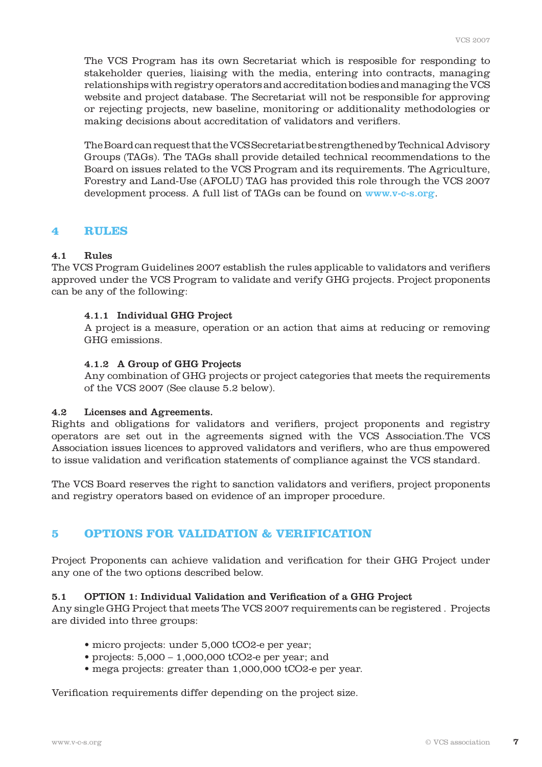The VCS Program has its own Secretariat which is resposible for responding to stakeholder queries, liaising with the media, entering into contracts, managing relationships with registry operators and accreditation bodies and managing the VCS website and project database. The Secretariat will not be responsible for approving or rejecting projects, new baseline, monitoring or additionality methodologies or making decisions about accreditation of validators and verifiers.

The Board can request that the VCS Secretariat be strengthened by Technical Advisory Groups (TAGs). The TAGs shall provide detailed technical recommendations to the Board on issues related to the VCS Program and its requirements. The Agriculture, Forestry and Land-Use (AFOLU) TAG has provided this role through the VCS 2007 development process. A full list of TAGs can be found on www.v-c-s.org.

## 4 RULES

### 4.1 Rules

The VCS Program Guidelines 2007 establish the rules applicable to validators and verifiers approved under the VCS Program to validate and verify GHG projects. Project proponents can be any of the following:

#### 4.1.1 Individual GHG Project

A project is a measure, operation or an action that aims at reducing or removing GHG emissions.

#### 4.1.2 A Group of GHG Projects

Any combination of GHG projects or project categories that meets the requirements of the VCS 2007 (See clause 5.2 below).

### 4.2 Licenses and Agreements.

Rights and obligations for validators and verifiers, project proponents and registry operators are set out in the agreements signed with the VCS Association.The VCS Association issues licences to approved validators and verifiers, who are thus empowered to issue validation and verification statements of compliance against the VCS standard.

The VCS Board reserves the right to sanction validators and verifiers, project proponents and registry operators based on evidence of an improper procedure.

## 5 OPTIONS FOR VALIDATION & VERIFICATION

Project Proponents can achieve validation and verification for their GHG Project under any one of the two options described below.

### 5.1 OPTION 1: Individual Validation and Verification of a GHG Project

Any single GHG Project that meets The VCS 2007 requirements can be registered . Projects are divided into three groups:

- micro projects: under 5,000 $tCO_2$-e per year;
- projects: 5,000 – 1,000,000 $tCO_2$-e per year; and
- mega projects: greater than 1,000,000 $tCO_2$-e per year.

Verification requirements differ depending on the project size.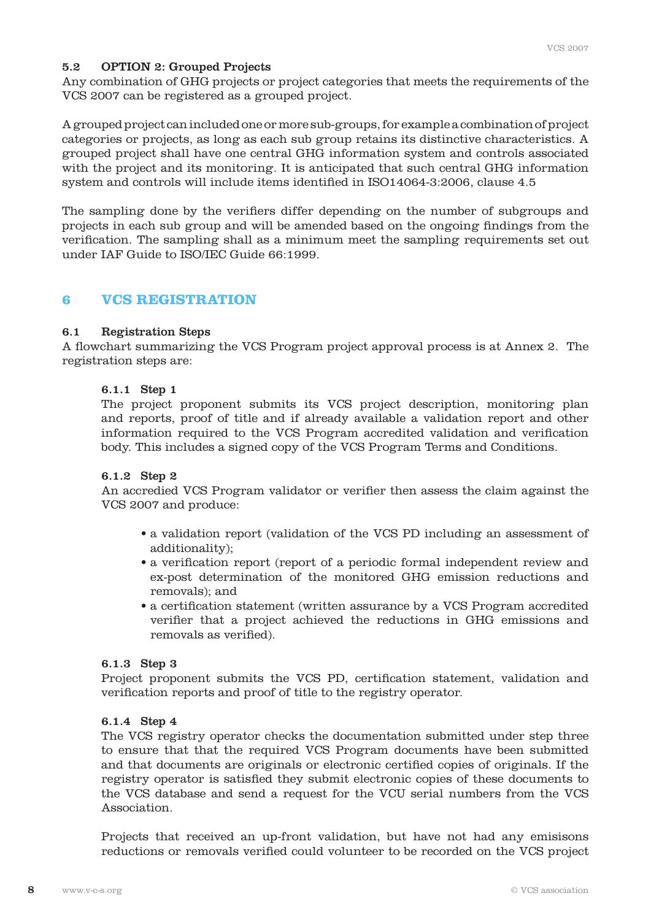### 5.2 OPTION 2: Grouped Projects

Any combination of GHG projects or project categories that meets the requirements of the VCS 2007 can be registered as a grouped project.

A grouped project can included one or more sub-groups, for example a combination of project categories or projects, as long as each sub group retains its distinctive characteristics. A grouped project shall have one central GHG information system and controls associated with the project and its monitoring. It is anticipated that such central GHG information system and controls will include items identified in ISO14064-3:2006, clause 4.5

The sampling done by the verifiers differ depending on the number of subgroups and projects in each sub group and will be amended based on the ongoing findings from the verification. The sampling shall as a minimum meet the sampling requirements set out under IAF Guide to ISO/IEC Guide 66:1999.

## 6 VCS REGISTRATION

### 6.1 Registration Steps

A flowchart summarizing the VCS Program project approval process is at Annex 2. The registration steps are:

#### 6.1.1 Step 1

The project proponent submits its VCS project description, monitoring plan and reports, proof of title and if already available a validation report and other information required to the VCS Program accredited validation and verification body. This includes a signed copy of the VCS Program Terms and Conditions.

#### 6.1.2 Step 2

An accredied VCS Program validator or verifier then assess the claim against the VCS 2007 and produce:

- a validation report (validation of the VCS PD including an assessment of additionality);
- a verification report (report of a periodic formal independent review and ex-post determination of the monitored GHG emission reductions and removals); and
- a certification statement (written assurance by a VCS Program accredited verifier that a project achieved the reductions in GHG emissions and removals as verified).

#### 6.1.3 Step 3

Project proponent submits the VCS PD, certification statement, validation and verification reports and proof of title to the registry operator.

#### 6.1.4 Step 4

The VCS registry operator checks the documentation submitted under step three to ensure that that the required VCS Program documents have been submitted and that documents are originals or electronic certified copies of originals. If the registry operator is satisfied they submit electronic copies of these documents to the VCS database and send a request for the VCU serial numbers from the VCS Association.

Projects that received an up-front validation, but have not had any emisisons reductions or removals verified could volunteer to be recorded on the VCS project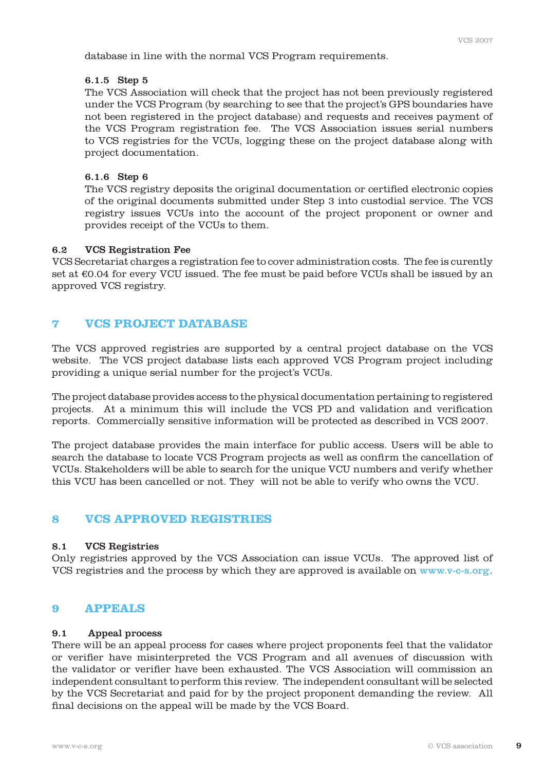database in line with the normal VCS Program requirements.

#### 6.1.5 Step 5

The VCS Association will check that the project has not been previously registered under the VCS Program (by searching to see that the project's GPS boundaries have not been registered in the project database) and requests and receives payment of the VCS Program registration fee. The VCS Association issues serial numbers to VCS registries for the VCUs, logging these on the project database along with project documentation.

#### 6.1.6 Step 6

The VCS registry deposits the original documentation or certified electronic copies of the original documents submitted under Step 3 into custodial service. The VCS registry issues VCUs into the account of the project proponent or owner and provides receipt of the VCUs to them.

### 6.2 VCS Registration Fee

VCS Secretariat charges a registration fee to cover administration costs. The fee is curently set at €0.04 for every VCU issued. The fee must be paid before VCUs shall be issued by an approved VCS registry.

## 7 VCS PROJECT DATABASE

The VCS approved registries are supported by a central project database on the VCS website. The VCS project database lists each approved VCS Program project including providing a unique serial number for the project's VCUs.

The project database provides access to the physical documentation pertaining to registered projects. At a minimum this will include the VCS PD and validation and verification reports. Commercially sensitive information will be protected as described in VCS 2007.

The project database provides the main interface for public access. Users will be able to search the database to locate VCS Program projects as well as confirm the cancellation of VCUs. Stakeholders will be able to search for the unique VCU numbers and verify whether this VCU has been cancelled or not. They will not be able to verify who owns the VCU.

## 8 VCS APPROVED REGISTRIES

### 8.1 VCS Registries

Only registries approved by the VCS Association can issue VCUs. The approved list of VCS registries and the process by which they are approved is available on www.v-c-s.org.

## 9 APPEALS

### 9.1 Appeal process

There will be an appeal process for cases where project proponents feel that the validator or verifier have misinterpreted the VCS Program and all avenues of discussion with the validator or verifier have been exhausted. The VCS Association will commission an independent consultant to perform this review. The independent consultant will be selected by the VCS Secretariat and paid for by the project proponent demanding the review. All final decisions on the appeal will be made by the VCS Board.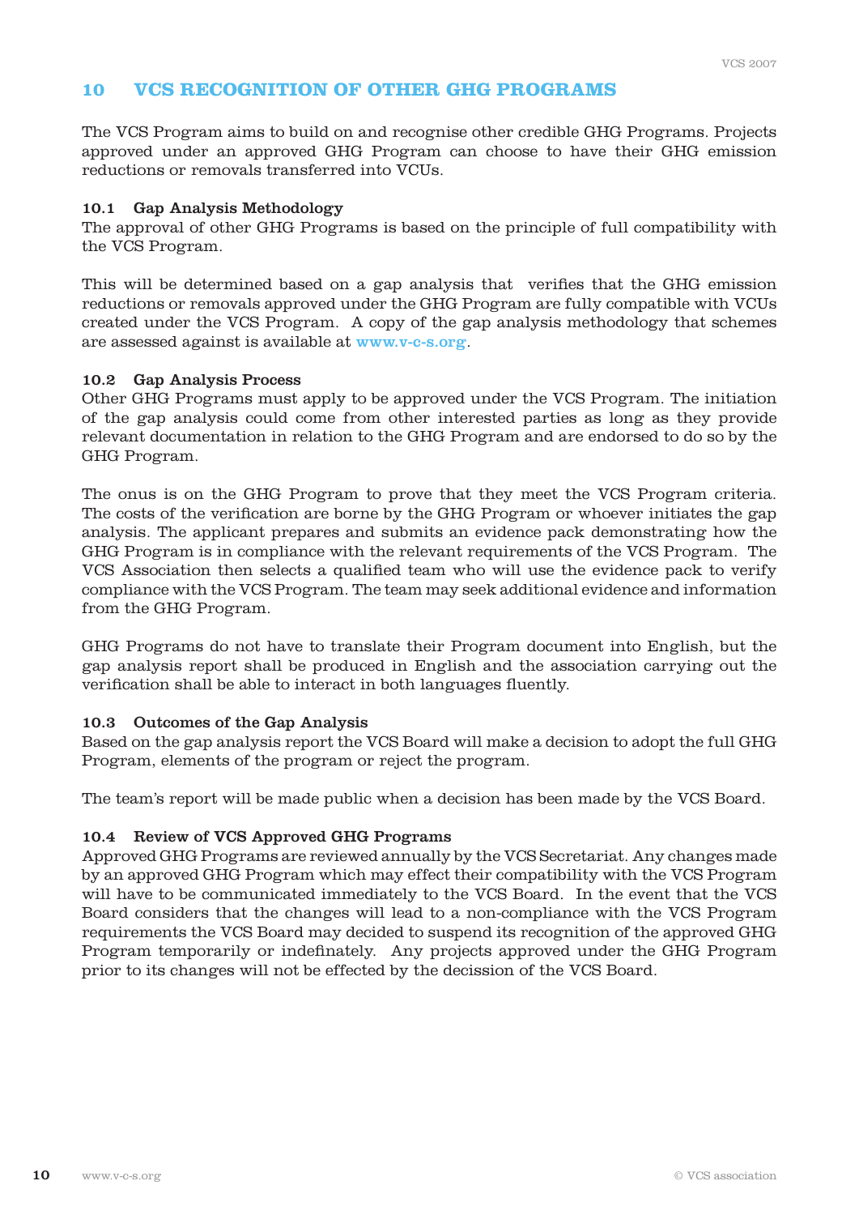## 10 VCS RECOGNITION OF OTHER GHG PROGRAMS

The VCS Program aims to build on and recognise other credible GHG Programs. Projects approved under an approved GHG Program can choose to have their GHG emission reductions or removals transferred into VCUs.

### 10.1 Gap Analysis Methodology

The approval of other GHG Programs is based on the principle of full compatibility with the VCS Program.

This will be determined based on a gap analysis that verifies that the GHG emission reductions or removals approved under the GHG Program are fully compatible with VCUs created under the VCS Program. A copy of the gap analysis methodology that schemes are assessed against is available at www.v-c-s.org.

### 10.2 Gap Analysis Process

Other GHG Programs must apply to be approved under the VCS Program. The initiation of the gap analysis could come from other interested parties as long as they provide relevant documentation in relation to the GHG Program and are endorsed to do so by the GHG Program.

The onus is on the GHG Program to prove that they meet the VCS Program criteria. The costs of the verification are borne by the GHG Program or whoever initiates the gap analysis. The applicant prepares and submits an evidence pack demonstrating how the GHG Program is in compliance with the relevant requirements of the VCS Program. The VCS Association then selects a qualified team who will use the evidence pack to verify compliance with the VCS Program. The team may seek additional evidence and information from the GHG Program.

GHG Programs do not have to translate their Program document into English, but the gap analysis report shall be produced in English and the association carrying out the verification shall be able to interact in both languages fluently.

### 10.3 Outcomes of the Gap Analysis

Based on the gap analysis report the VCS Board will make a decision to adopt the full GHG Program, elements of the program or reject the program.

The team's report will be made public when a decision has been made by the VCS Board.

### 10.4 Review of VCS Approved GHG Programs

Approved GHG Programs are reviewed annually by the VCS Secretariat. Any changes made by an approved GHG Program which may effect their compatibility with the VCS Program will have to be communicated immediately to the VCS Board. In the event that the VCS Board considers that the changes will lead to a non-compliance with the VCS Program requirements the VCS Board may decided to suspend its recognition of the approved GHG Program temporarily or indefinately. Any projects approved under the GHG Program prior to its changes will not be effected by the decission of the VCS Board.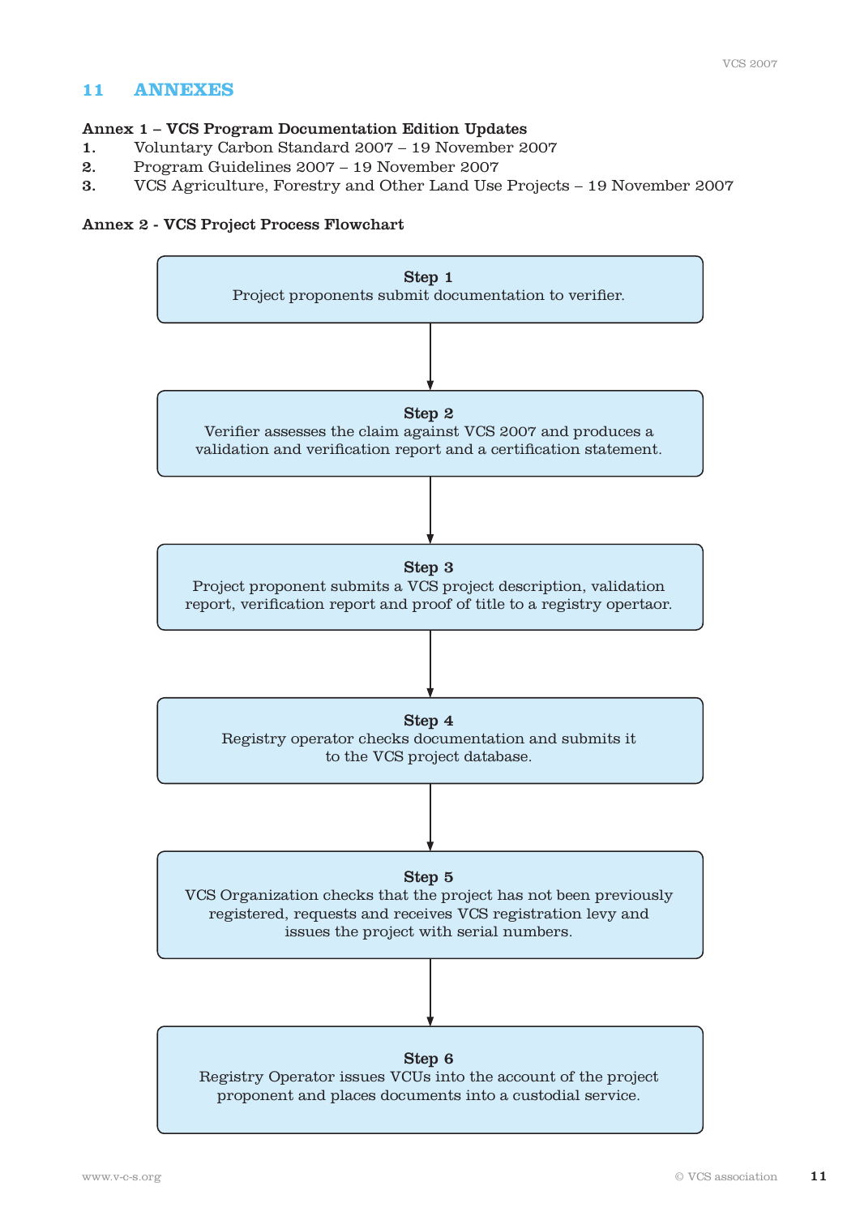# 11 ANNEXES

**Annex 1 – VCS Program Documentation Edition Updates**

1. Voluntary Carbon Standard 2007 – 19 November 2007
2. Program Guidelines 2007 – 19 November 2007
3. VCS Agriculture, Forestry and Other Land Use Projects – 19 November 2007

**Annex 2 - VCS Project Process Flowchart**

**Step 1**
Project proponents submit documentation to verifier.

↓

**Step 2**
Verifier assesses the claim against VCS 2007 and produces a validation and verification report and a certification statement.

↓

**Step 3**
Project proponent submits a VCS project description, validation report, verification report and proof of title to a registry opertaor.

↓

**Step 4**
Registry operator checks documentation and submits it to the VCS project database.

↓

**Step 5**
VCS Organization checks that the project has not been previously registered, requests and receives VCS registration levy and issues the project with serial numbers.

↓

**Step 6**
Registry Operator issues VCUs into the account of the project proponent and places documents into a custodial service.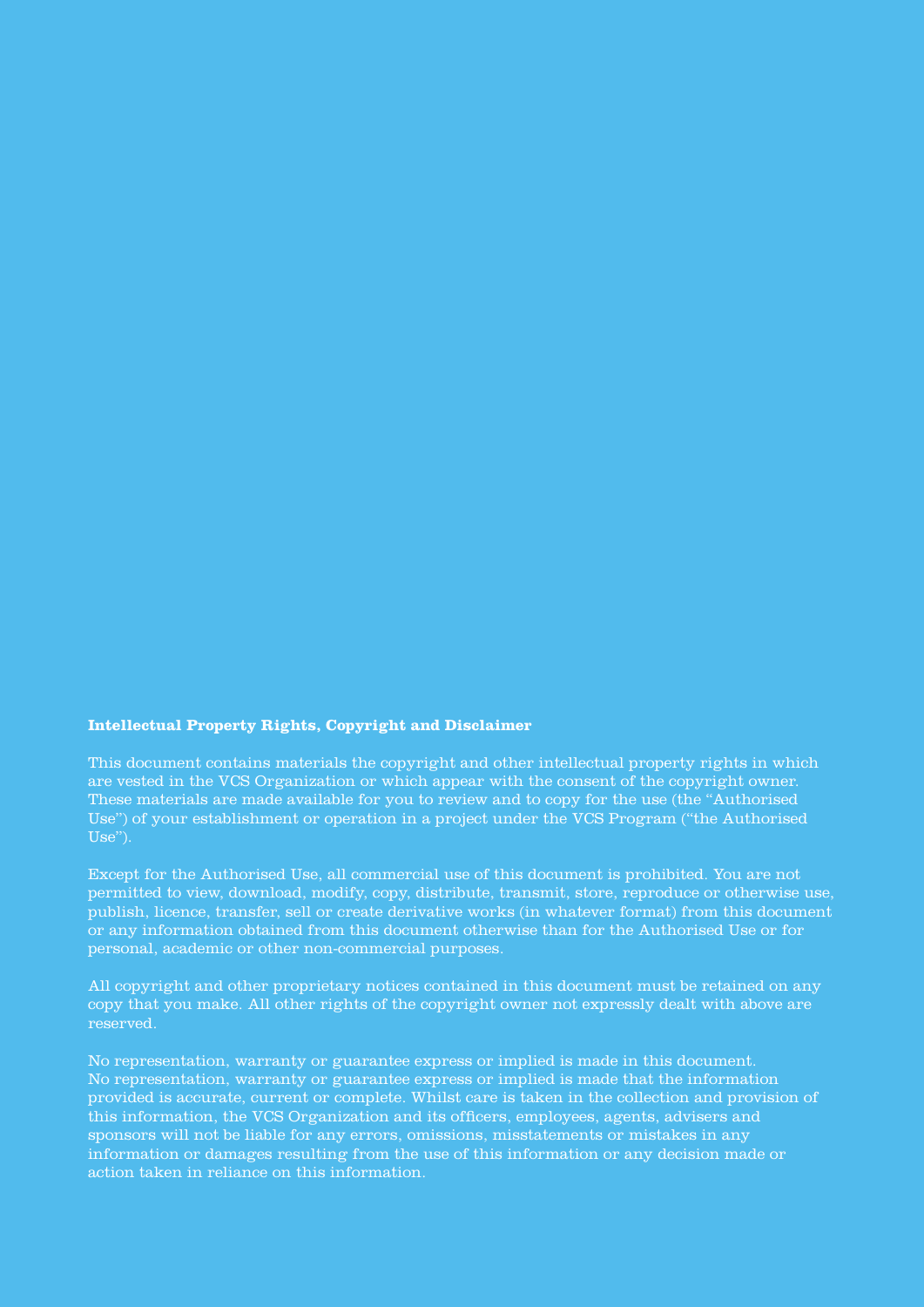**Intellectual Property Rights, Copyright and Disclaimer**

This document contains materials the copyright and other intellectual property rights in which are vested in the VCS Organization or which appear with the consent of the copyright owner. These materials are made available for you to review and to copy for the use (the "Authorised Use") of your establishment or operation in a project under the VCS Program ("the Authorised Use").

Except for the Authorised Use, all commercial use of this document is prohibited. You are not permitted to view, download, modify, copy, distribute, transmit, store, reproduce or otherwise use, publish, licence, transfer, sell or create derivative works (in whatever format) from this document or any information obtained from this document otherwise than for the Authorised Use or for personal, academic or other non-commercial purposes.

All copyright and other proprietary notices contained in this document must be retained on any copy that you make. All other rights of the copyright owner not expressly dealt with above are reserved.

No representation, warranty or guarantee express or implied is made in this document. No representation, warranty or guarantee express or implied is made that the information provided is accurate, current or complete. Whilst care is taken in the collection and provision of this information, the VCS Organization and its officers, employees, agents, advisers and sponsors will not be liable for any errors, omissions, misstatements or mistakes in any information or damages resulting from the use of this information or any decision made or action taken in reliance on this information.